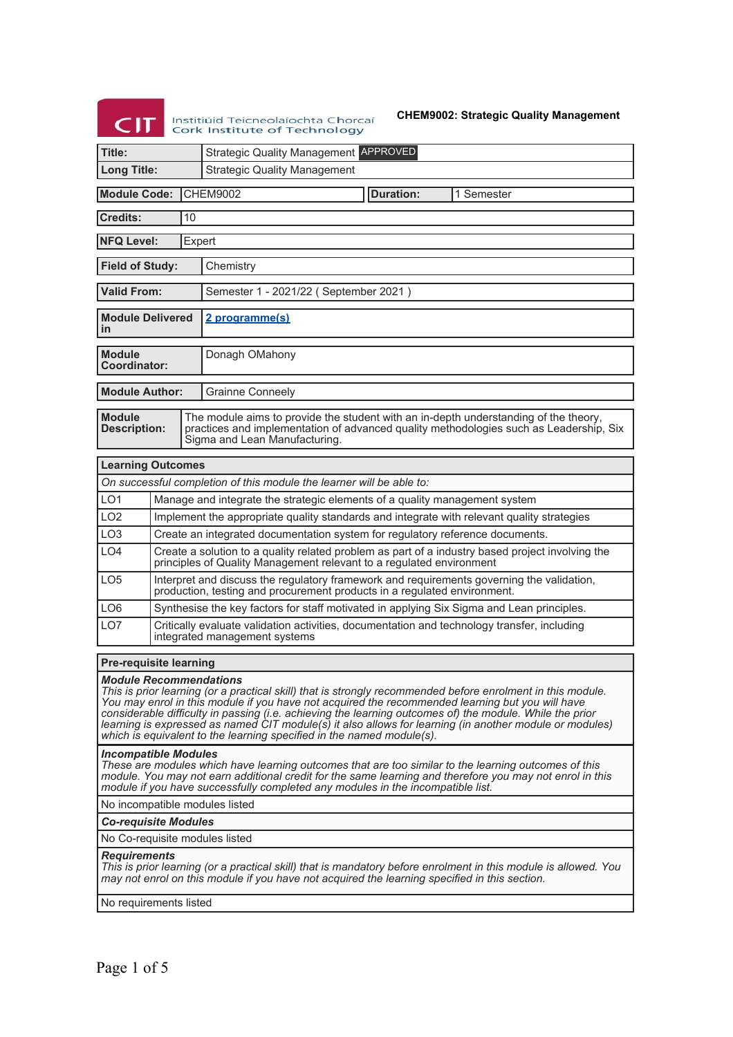CIT Institiúid Teicneolaíochta Chorcaí Cork Institute of Technology

**CHEM9002: Strategic Quality Management**

| **Title:** | Strategic Quality Management APPROVED |
|---|---|
| **Long Title:** | Strategic Quality Management |

| **Module Code:** | CHEM9002 | **Duration:** | 1 Semester |
|---|---|---|---|

| **Credits:** | 10 |
|---|---|
| **NFQ Level:** | Expert |
| **Field of Study:** | Chemistry |
| **Valid From:** | Semester 1 - 2021/22 ( September 2021 ) |
| **Module Delivered in** | 2 programme(s) |
| **Module Coordinator:** | Donagh OMahony |
| **Module Author:** | Grainne Conneely |
| **Module Description:** | The module aims to provide the student with an in-depth understanding of the theory, practices and implementation of advanced quality methodologies such as Leadership, Six Sigma and Lean Manufacturing. |

| **Learning Outcomes** | |
|---|---|
| *On successful completion of this module the learner will be able to:* | |
| LO1 | Manage and integrate the strategic elements of a quality management system |
| LO2 | Implement the appropriate quality standards and integrate with relevant quality strategies |
| LO3 | Create an integrated documentation system for regulatory reference documents. |
| LO4 | Create a solution to a quality related problem as part of a industry based project involving the principles of Quality Management relevant to a regulated environment |
| LO5 | Interpret and discuss the regulatory framework and requirements governing the validation, production, testing and procurement products in a regulated environment. |
| LO6 | Synthesise the key factors for staff motivated in applying Six Sigma and Lean principles. |
| LO7 | Critically evaluate validation activities, documentation and technology transfer, including integrated management systems |

**Pre-requisite learning**

***Module Recommendations***
*This is prior learning (or a practical skill) that is strongly recommended before enrolment in this module. You may enrol in this module if you have not acquired the recommended learning but you will have considerable difficulty in passing (i.e. achieving the learning outcomes of) the module. While the prior learning is expressed as named CIT module(s) it also allows for learning (in another module or modules) which is equivalent to the learning specified in the named module(s).*

***Incompatible Modules***
*These are modules which have learning outcomes that are too similar to the learning outcomes of this module. You may not earn additional credit for the same learning and therefore you may not enrol in this module if you have successfully completed any modules in the incompatible list.*

No incompatible modules listed

***Co-requisite Modules***

No Co-requisite modules listed

***Requirements***
*This is prior learning (or a practical skill) that is mandatory before enrolment in this module is allowed. You may not enrol on this module if you have not acquired the learning specified in this section.*

No requirements listed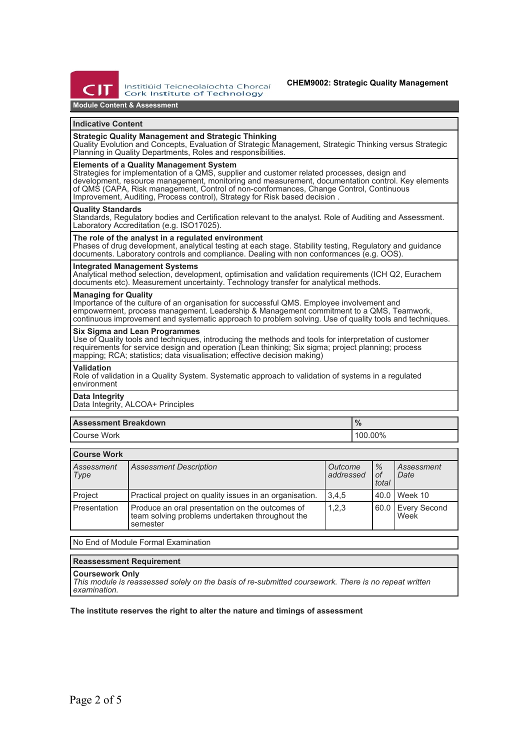**CHEM9002: Strategic Quality Management**

## Module Content & Assessment

### Indicative Content

**Strategic Quality Management and Strategic Thinking**
Quality Evolution and Concepts, Evaluation of Strategic Management, Strategic Thinking versus Strategic Planning in Quality Departments, Roles and responsibilities.

**Elements of a Quality Management System**
Strategies for implementation of a QMS, supplier and customer related processes, design and development, resource management, monitoring and measurement, documentation control. Key elements of QMS (CAPA, Risk management, Control of non-conformances, Change Control, Continuous Improvement, Auditing, Process control), Strategy for Risk based decision .

**Quality Standards**
Standards, Regulatory bodies and Certification relevant to the analyst. Role of Auditing and Assessment. Laboratory Accreditation (e.g. ISO17025).

**The role of the analyst in a regulated environment**
Phases of drug development, analytical testing at each stage. Stability testing, Regulatory and guidance documents. Laboratory controls and compliance. Dealing with non conformances (e.g. OOS).

**Integrated Management Systems**
Analytical method selection, development, optimisation and validation requirements (ICH Q2, Eurachem documents etc). Measurement uncertainty. Technology transfer for analytical methods.

**Managing for Quality**
Importance of the culture of an organisation for successful QMS. Employee involvement and empowerment, process management. Leadership & Management commitment to a QMS, Teamwork, continuous improvement and systematic approach to problem solving. Use of quality tools and techniques.

**Six Sigma and Lean Programmes**
Use of Quality tools and techniques, introducing the methods and tools for interpretation of customer requirements for service design and operation (Lean thinking; Six sigma; project planning; process mapping; RCA; statistics; data visualisation; effective decision making)

**Validation**
Role of validation in a Quality System. Systematic approach to validation of systems in a regulated environment

**Data Integrity**
Data Integrity, ALCOA+ Principles

| Assessment Breakdown | % |
|---|---|
| Course Work | 100.00% |

**Course Work**

| *Assessment Type* | *Assessment Description* | *Outcome addressed* | *% of total* | *Assessment Date* |
|---|---|---|---|---|
| Project | Practical project on quality issues in an organisation. | 3,4,5 | 40.0 | Week 10 |
| Presentation | Produce an oral presentation on the outcomes of team solving problems undertaken throughout the semester | 1,2,3 | 60.0 | Every Second Week |

No End of Module Formal Examination

**Reassessment Requirement**

**Coursework Only**
*This module is reassessed solely on the basis of re-submitted coursework. There is no repeat written examination.*

**The institute reserves the right to alter the nature and timings of assessment**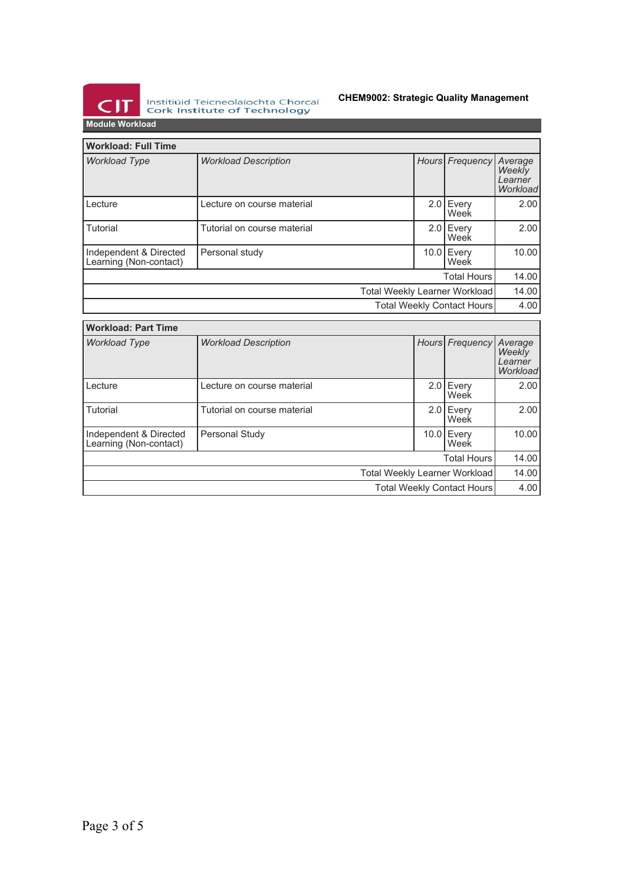## Module Workload

### Workload: Full Time

| *Workload Type* | *Workload Description* | *Hours* | *Frequency* | *Average Weekly Learner Workload* |
|---|---|---|---|---|
| Lecture | Lecture on course material | 2.0 | Every Week | 2.00 |
| Tutorial | Tutorial on course material | 2.0 | Every Week | 2.00 |
| Independent & Directed Learning (Non-contact) | Personal study | 10.0 | Every Week | 10.00 |
| | | | Total Hours | 14.00 |
| | | | Total Weekly Learner Workload | 14.00 |
| | | | Total Weekly Contact Hours | 4.00 |

### Workload: Part Time

| *Workload Type* | *Workload Description* | *Hours* | *Frequency* | *Average Weekly Learner Workload* |
|---|---|---|---|---|
| Lecture | Lecture on course material | 2.0 | Every Week | 2.00 |
| Tutorial | Tutorial on course material | 2.0 | Every Week | 2.00 |
| Independent & Directed Learning (Non-contact) | Personal Study | 10.0 | Every Week | 10.00 |
| | | | Total Hours | 14.00 |
| | | | Total Weekly Learner Workload | 14.00 |
| | | | Total Weekly Contact Hours | 4.00 |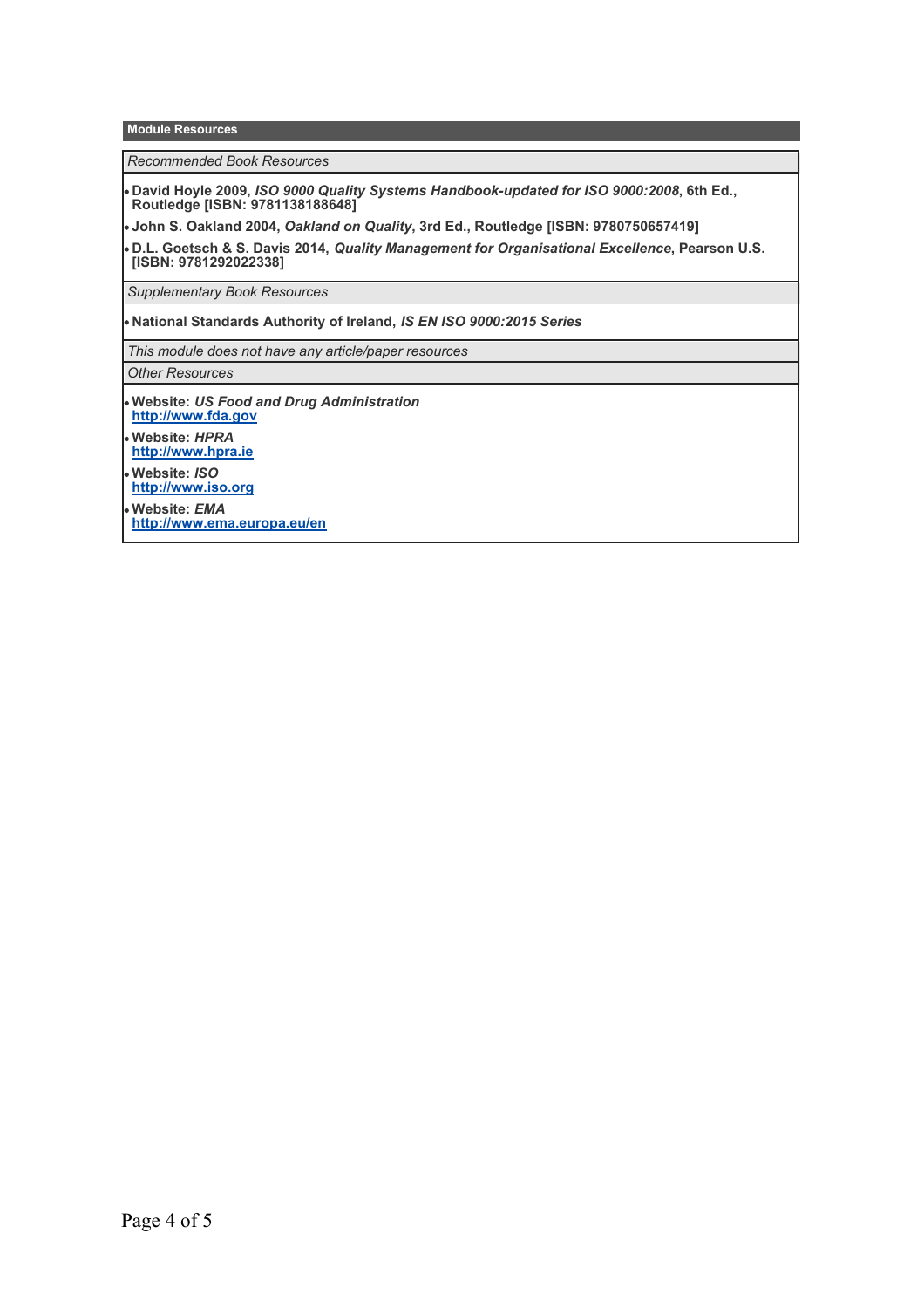## Module Resources

*Recommended Book Resources*

- **David Hoyle 2009, *ISO 9000 Quality Systems Handbook-updated for ISO 9000:2008*, 6th Ed., Routledge [ISBN: 9781138188648]**
- **John S. Oakland 2004, *Oakland on Quality*, 3rd Ed., Routledge [ISBN: 9780750657419]**
- **D.L. Goetsch & S. Davis 2014, *Quality Management for Organisational Excellence*, Pearson U.S. [ISBN: 9781292022338]**

*Supplementary Book Resources*

- **National Standards Authority of Ireland, *IS EN ISO 9000:2015 Series***

*This module does not have any article/paper resources*

*Other Resources*

- **Website: *US Food and Drug Administration***
  **http://www.fda.gov**
- **Website: *HPRA***
  **http://www.hpra.ie**
- **Website: *ISO***
  **http://www.iso.org**
- **Website: *EMA***
  **http://www.ema.europa.eu/en**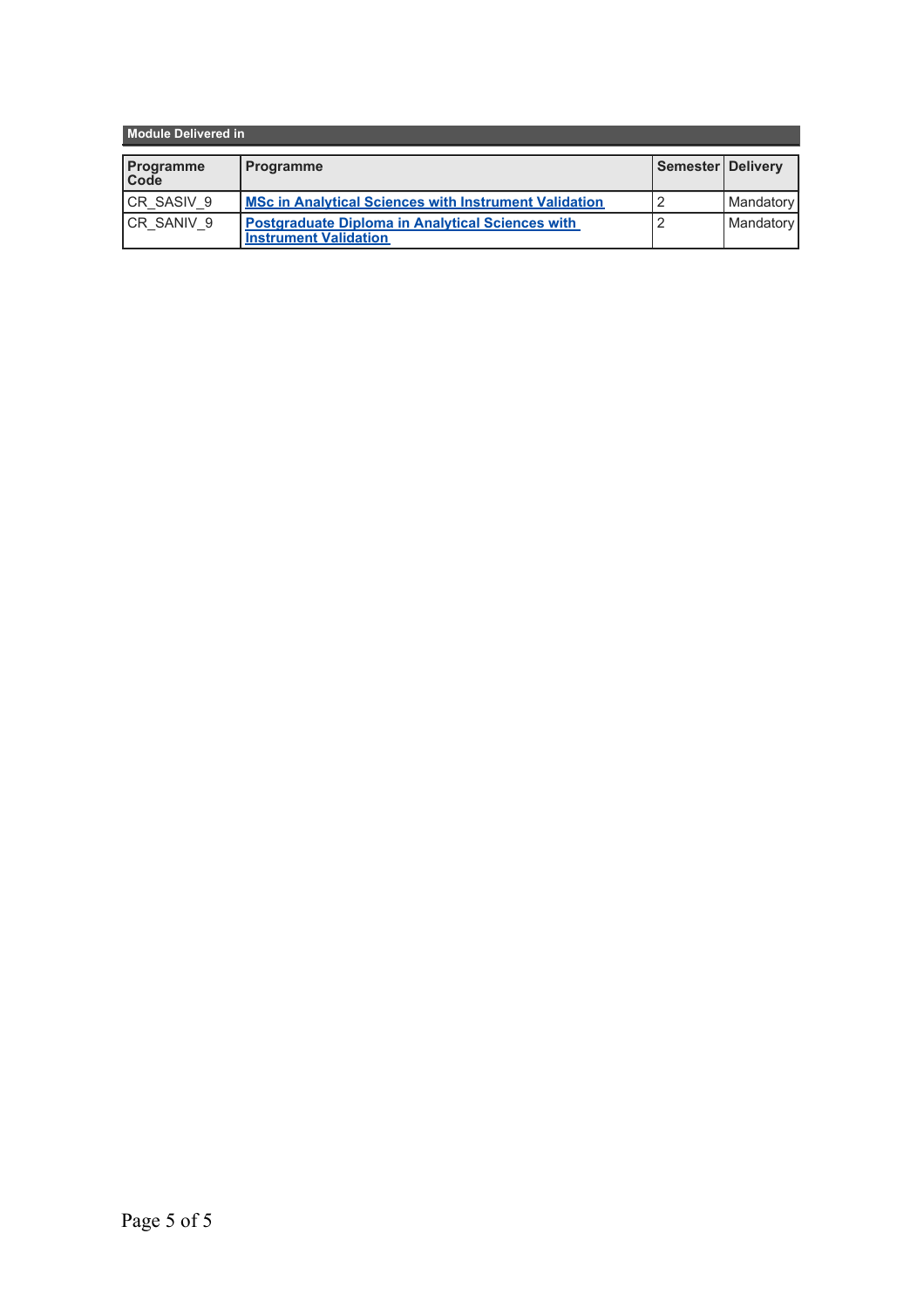## Module Delivered in

| Programme Code | Programme | Semester | Delivery |
|---|---|---|---|
| CR_SASIV_9 | MSc in Analytical Sciences with Instrument Validation | 2 | Mandatory |
| CR_SANIV_9 | Postgraduate Diploma in Analytical Sciences with Instrument Validation | 2 | Mandatory |